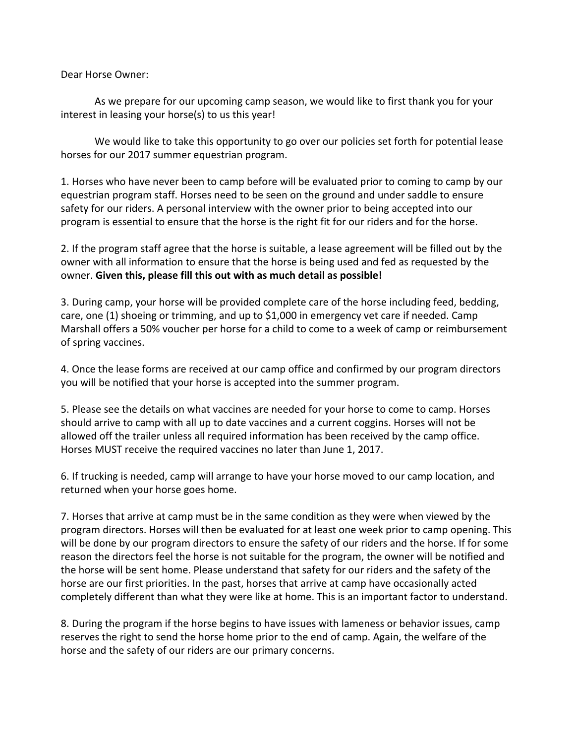Dear Horse Owner:

As we prepare for our upcoming camp season, we would like to first thank you for your interest in leasing your horse(s) to us this year!

We would like to take this opportunity to go over our policies set forth for potential lease horses for our 2017 summer equestrian program.

1. Horses who have never been to camp before will be evaluated prior to coming to camp by our equestrian program staff. Horses need to be seen on the ground and under saddle to ensure safety for our riders. A personal interview with the owner prior to being accepted into our program is essential to ensure that the horse is the right fit for our riders and for the horse.

2. If the program staff agree that the horse is suitable, a lease agreement will be filled out by the owner with all information to ensure that the horse is being used and fed as requested by the owner. **Given this, please fill this out with as much detail as possible!**

3. During camp, your horse will be provided complete care of the horse including feed, bedding, care, one (1) shoeing or trimming, and up to $1,000 in emergency vet care if needed. Camp Marshall offers a 50% voucher per horse for a child to come to a week of camp or reimbursement of spring vaccines.

4. Once the lease forms are received at our camp office and confirmed by our program directors you will be notified that your horse is accepted into the summer program.

5. Please see the details on what vaccines are needed for your horse to come to camp. Horses should arrive to camp with all up to date vaccines and a current coggins. Horses will not be allowed off the trailer unless all required information has been received by the camp office. Horses MUST receive the required vaccines no later than June 1, 2017.

6. If trucking is needed, camp will arrange to have your horse moved to our camp location, and returned when your horse goes home.

7. Horses that arrive at camp must be in the same condition as they were when viewed by the program directors. Horses will then be evaluated for at least one week prior to camp opening. This will be done by our program directors to ensure the safety of our riders and the horse. If for some reason the directors feel the horse is not suitable for the program, the owner will be notified and the horse will be sent home. Please understand that safety for our riders and the safety of the horse are our first priorities. In the past, horses that arrive at camp have occasionally acted completely different than what they were like at home. This is an important factor to understand.

8. During the program if the horse begins to have issues with lameness or behavior issues, camp reserves the right to send the horse home prior to the end of camp. Again, the welfare of the horse and the safety of our riders are our primary concerns.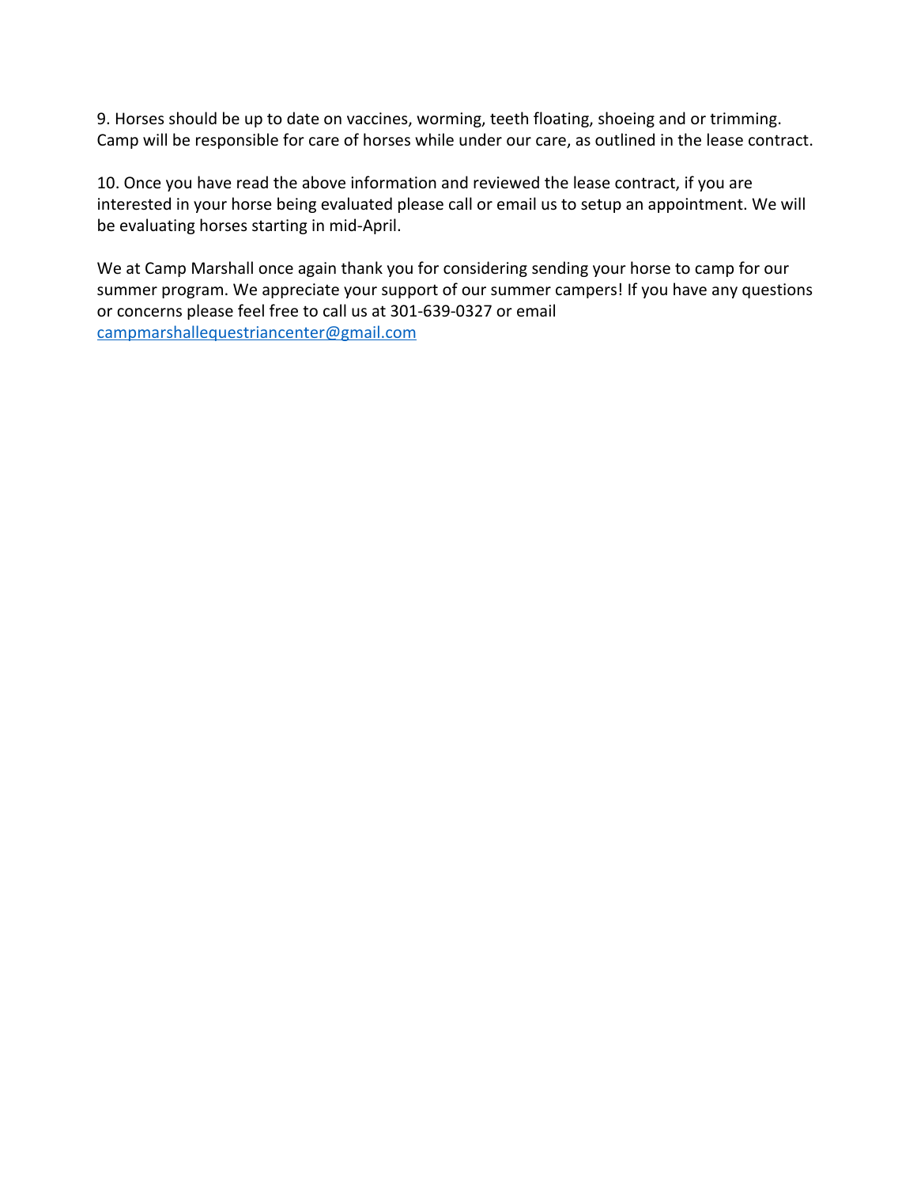9. Horses should be up to date on vaccines, worming, teeth floating, shoeing and or trimming. Camp will be responsible for care of horses while under our care, as outlined in the lease contract.

10. Once you have read the above information and reviewed the lease contract, if you are interested in your horse being evaluated please call or email us to setup an appointment. We will be evaluating horses starting in mid-April.

We at Camp Marshall once again thank you for considering sending your horse to camp for our summer program. We appreciate your support of our summer campers! If you have any questions or concerns please feel free to call us at 301-639-0327 or email campmarshallequestriancenter@gmail.com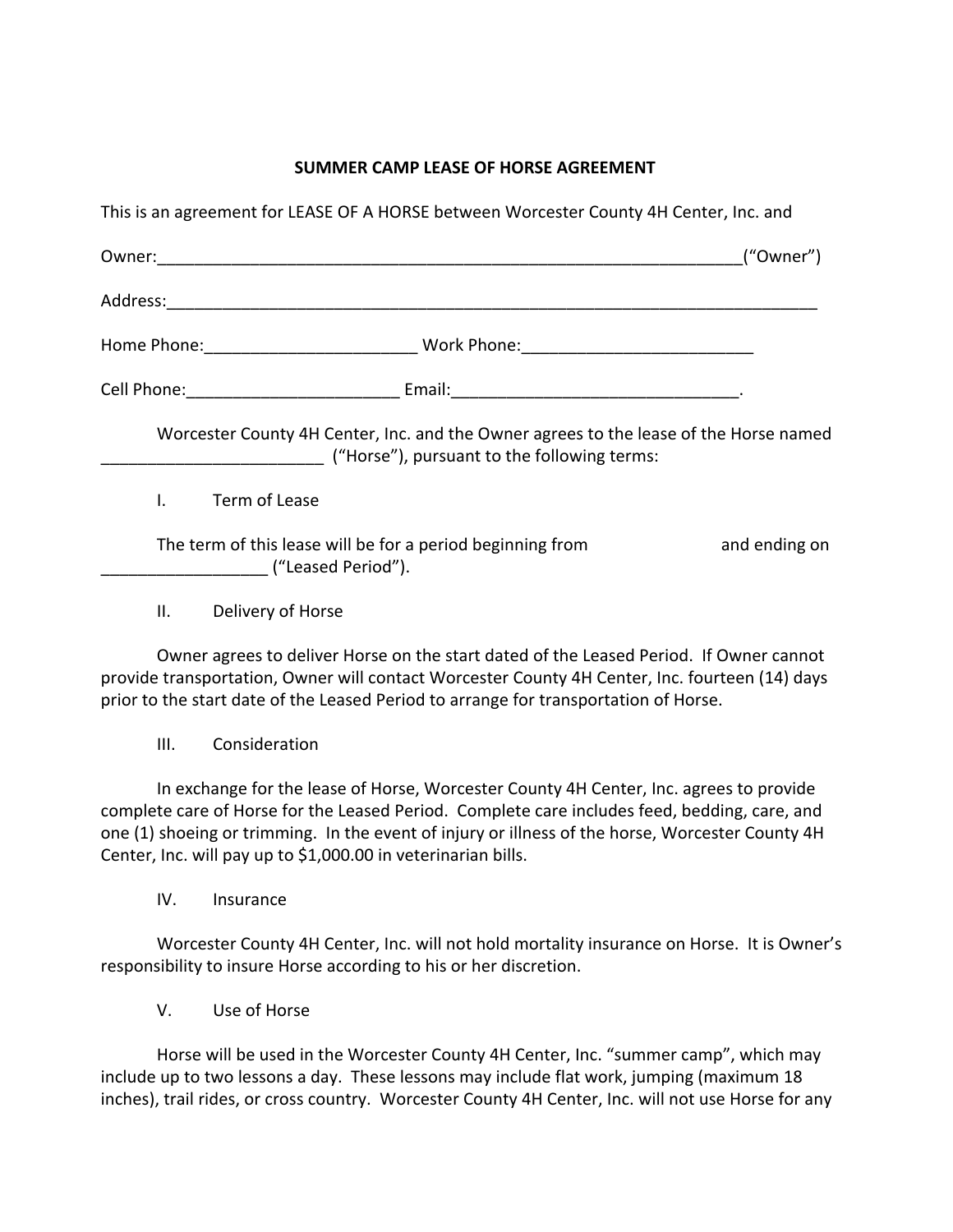**SUMMER CAMP LEASE OF HORSE AGREEMENT**

This is an agreement for LEASE OF A HORSE between Worcester County 4H Center, Inc. and

Owner:_______________________________________________________________(“Owner”)

Address:_______________________________________________________________________

Home Phone:_______________________ Work Phone:_________________________

Cell Phone:_______________________ Email:_______________________________.

Worcester County 4H Center, Inc. and the Owner agrees to the lease of the Horse named ________________________ (“Horse”), pursuant to the following terms:

I. Term of Lease

The term of this lease will be for a period beginning from                     and ending on _________________ (“Leased Period”).

II. Delivery of Horse

Owner agrees to deliver Horse on the start dated of the Leased Period. If Owner cannot provide transportation, Owner will contact Worcester County 4H Center, Inc. fourteen (14) days prior to the start date of the Leased Period to arrange for transportation of Horse.

III. Consideration

In exchange for the lease of Horse, Worcester County 4H Center, Inc. agrees to provide complete care of Horse for the Leased Period. Complete care includes feed, bedding, care, and one (1) shoeing or trimming. In the event of injury or illness of the horse, Worcester County 4H Center, Inc. will pay up to $1,000.00 in veterinarian bills.

IV. Insurance

Worcester County 4H Center, Inc. will not hold mortality insurance on Horse. It is Owner’s responsibility to insure Horse according to his or her discretion.

V. Use of Horse

Horse will be used in the Worcester County 4H Center, Inc. “summer camp”, which may include up to two lessons a day. These lessons may include flat work, jumping (maximum 18 inches), trail rides, or cross country. Worcester County 4H Center, Inc. will not use Horse for any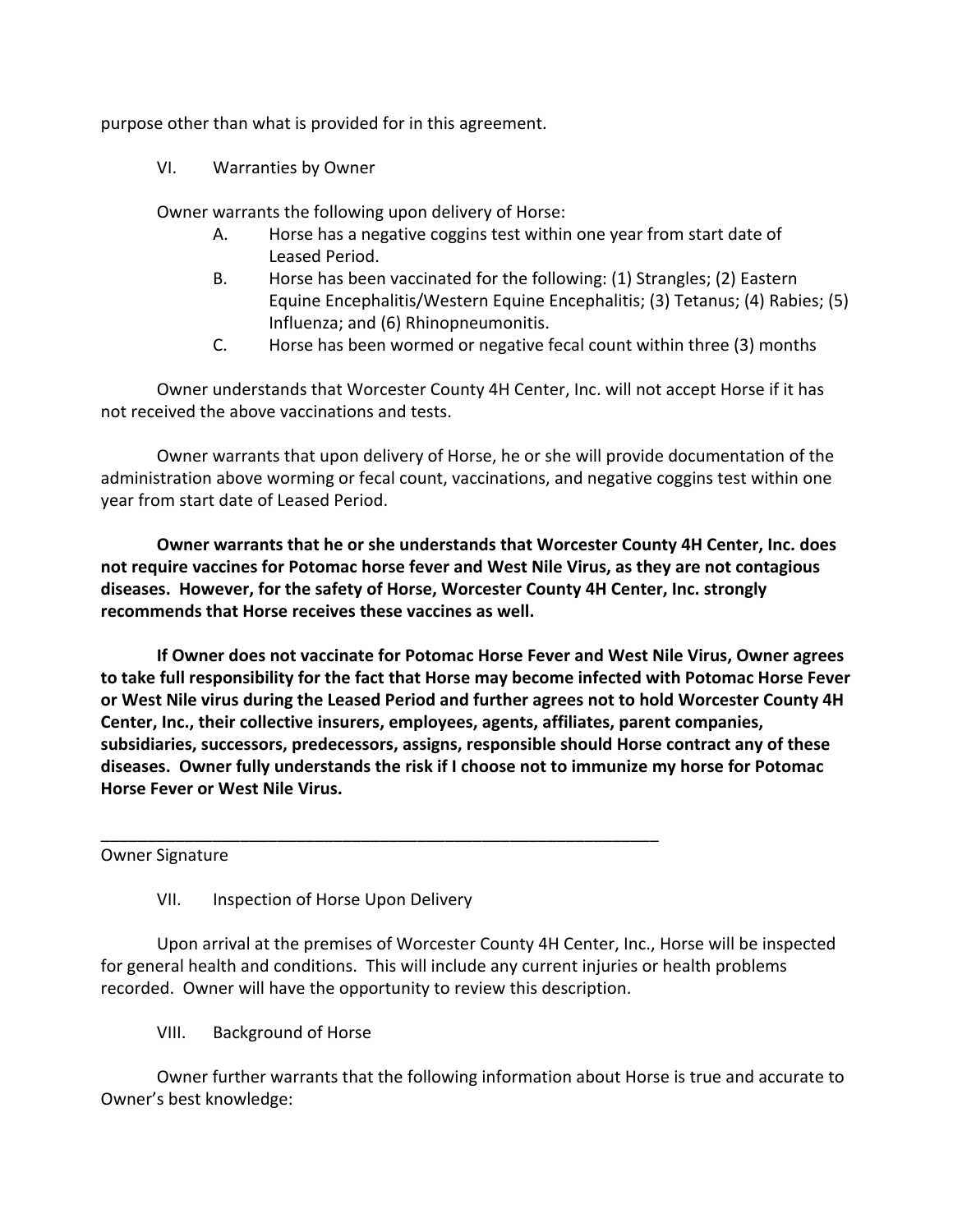purpose other than what is provided for in this agreement.

VI. Warranties by Owner

Owner warrants the following upon delivery of Horse:

A. Horse has a negative coggins test within one year from start date of Leased Period.

B. Horse has been vaccinated for the following: (1) Strangles; (2) Eastern Equine Encephalitis/Western Equine Encephalitis; (3) Tetanus; (4) Rabies; (5) Influenza; and (6) Rhinopneumonitis.

C. Horse has been wormed or negative fecal count within three (3) months

Owner understands that Worcester County 4H Center, Inc. will not accept Horse if it has not received the above vaccinations and tests.

Owner warrants that upon delivery of Horse, he or she will provide documentation of the administration above worming or fecal count, vaccinations, and negative coggins test within one year from start date of Leased Period.

**Owner warrants that he or she understands that Worcester County 4H Center, Inc. does not require vaccines for Potomac horse fever and West Nile Virus, as they are not contagious diseases. However, for the safety of Horse, Worcester County 4H Center, Inc. strongly recommends that Horse receives these vaccines as well.**

**If Owner does not vaccinate for Potomac Horse Fever and West Nile Virus, Owner agrees to take full responsibility for the fact that Horse may become infected with Potomac Horse Fever or West Nile virus during the Leased Period and further agrees not to hold Worcester County 4H Center, Inc., their collective insurers, employees, agents, affiliates, parent companies, subsidiaries, successors, predecessors, assigns, responsible should Horse contract any of these diseases. Owner fully understands the risk if I choose not to immunize my horse for Potomac Horse Fever or West Nile Virus.**

_____________________________________________________________

Owner Signature

VII. Inspection of Horse Upon Delivery

Upon arrival at the premises of Worcester County 4H Center, Inc., Horse will be inspected for general health and conditions. This will include any current injuries or health problems recorded. Owner will have the opportunity to review this description.

VIII. Background of Horse

Owner further warrants that the following information about Horse is true and accurate to Owner's best knowledge: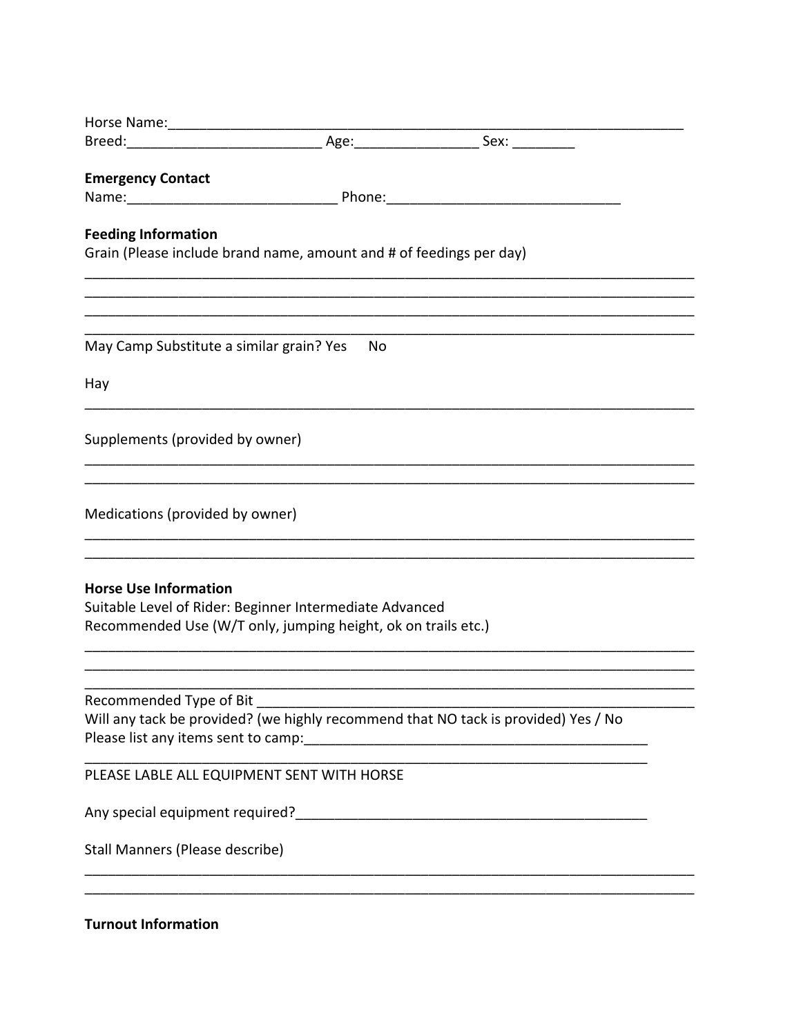Horse Name:\_\_\_\_\_\_\_\_\_\_\_\_\_\_\_\_\_\_\_\_\_\_\_\_\_\_\_\_\_\_\_\_\_\_\_\_\_\_\_\_\_\_\_\_\_\_\_\_\_\_\_\_\_\_\_\_\_\_\_\_\_\_\_\_\_\_\_\_

Breed:\_\_\_\_\_\_\_\_\_\_\_\_\_\_\_\_\_\_\_\_\_\_\_\_\_ Age:\_\_\_\_\_\_\_\_\_\_\_\_\_\_\_\_ Sex: \_\_\_\_\_\_\_\_

**Emergency Contact**

Name:\_\_\_\_\_\_\_\_\_\_\_\_\_\_\_\_\_\_\_\_\_\_\_\_\_\_\_ Phone:\_\_\_\_\_\_\_\_\_\_\_\_\_\_\_\_\_\_\_\_\_\_\_\_\_\_\_\_\_\_

**Feeding Information**

Grain (Please include brand name, amount and # of feedings per day)

\_\_\_\_\_\_\_\_\_\_\_\_\_\_\_\_\_\_\_\_\_\_\_\_\_\_\_\_\_\_\_\_\_\_\_\_\_\_\_\_\_\_\_\_\_\_\_\_\_\_\_\_\_\_\_\_\_\_\_\_\_\_\_\_\_\_\_\_\_\_\_\_\_\_\_\_\_\_

\_\_\_\_\_\_\_\_\_\_\_\_\_\_\_\_\_\_\_\_\_\_\_\_\_\_\_\_\_\_\_\_\_\_\_\_\_\_\_\_\_\_\_\_\_\_\_\_\_\_\_\_\_\_\_\_\_\_\_\_\_\_\_\_\_\_\_\_\_\_\_\_\_\_\_\_\_\_

\_\_\_\_\_\_\_\_\_\_\_\_\_\_\_\_\_\_\_\_\_\_\_\_\_\_\_\_\_\_\_\_\_\_\_\_\_\_\_\_\_\_\_\_\_\_\_\_\_\_\_\_\_\_\_\_\_\_\_\_\_\_\_\_\_\_\_\_\_\_\_\_\_\_\_\_\_\_

\_\_\_\_\_\_\_\_\_\_\_\_\_\_\_\_\_\_\_\_\_\_\_\_\_\_\_\_\_\_\_\_\_\_\_\_\_\_\_\_\_\_\_\_\_\_\_\_\_\_\_\_\_\_\_\_\_\_\_\_\_\_\_\_\_\_\_\_\_\_\_\_\_\_\_\_\_\_

May Camp Substitute a similar grain? Yes No

Hay

\_\_\_\_\_\_\_\_\_\_\_\_\_\_\_\_\_\_\_\_\_\_\_\_\_\_\_\_\_\_\_\_\_\_\_\_\_\_\_\_\_\_\_\_\_\_\_\_\_\_\_\_\_\_\_\_\_\_\_\_\_\_\_\_\_\_\_\_\_\_\_\_\_\_\_\_\_\_

Supplements (provided by owner)

\_\_\_\_\_\_\_\_\_\_\_\_\_\_\_\_\_\_\_\_\_\_\_\_\_\_\_\_\_\_\_\_\_\_\_\_\_\_\_\_\_\_\_\_\_\_\_\_\_\_\_\_\_\_\_\_\_\_\_\_\_\_\_\_\_\_\_\_\_\_\_\_\_\_\_\_\_\_

\_\_\_\_\_\_\_\_\_\_\_\_\_\_\_\_\_\_\_\_\_\_\_\_\_\_\_\_\_\_\_\_\_\_\_\_\_\_\_\_\_\_\_\_\_\_\_\_\_\_\_\_\_\_\_\_\_\_\_\_\_\_\_\_\_\_\_\_\_\_\_\_\_\_\_\_\_\_

Medications (provided by owner)

\_\_\_\_\_\_\_\_\_\_\_\_\_\_\_\_\_\_\_\_\_\_\_\_\_\_\_\_\_\_\_\_\_\_\_\_\_\_\_\_\_\_\_\_\_\_\_\_\_\_\_\_\_\_\_\_\_\_\_\_\_\_\_\_\_\_\_\_\_\_\_\_\_\_\_\_\_\_

\_\_\_\_\_\_\_\_\_\_\_\_\_\_\_\_\_\_\_\_\_\_\_\_\_\_\_\_\_\_\_\_\_\_\_\_\_\_\_\_\_\_\_\_\_\_\_\_\_\_\_\_\_\_\_\_\_\_\_\_\_\_\_\_\_\_\_\_\_\_\_\_\_\_\_\_\_\_

**Horse Use Information**

Suitable Level of Rider: Beginner Intermediate Advanced

Recommended Use (W/T only, jumping height, ok on trails etc.)

\_\_\_\_\_\_\_\_\_\_\_\_\_\_\_\_\_\_\_\_\_\_\_\_\_\_\_\_\_\_\_\_\_\_\_\_\_\_\_\_\_\_\_\_\_\_\_\_\_\_\_\_\_\_\_\_\_\_\_\_\_\_\_\_\_\_\_\_\_\_\_\_\_\_\_\_\_\_

\_\_\_\_\_\_\_\_\_\_\_\_\_\_\_\_\_\_\_\_\_\_\_\_\_\_\_\_\_\_\_\_\_\_\_\_\_\_\_\_\_\_\_\_\_\_\_\_\_\_\_\_\_\_\_\_\_\_\_\_\_\_\_\_\_\_\_\_\_\_\_\_\_\_\_\_\_\_

\_\_\_\_\_\_\_\_\_\_\_\_\_\_\_\_\_\_\_\_\_\_\_\_\_\_\_\_\_\_\_\_\_\_\_\_\_\_\_\_\_\_\_\_\_\_\_\_\_\_\_\_\_\_\_\_\_\_\_\_\_\_\_\_\_\_\_\_\_\_\_\_\_\_\_\_\_\_

Recommended Type of Bit \_\_\_\_\_\_\_\_\_\_\_\_\_\_\_\_\_\_\_\_\_\_\_\_\_\_\_\_\_\_\_\_\_\_\_\_\_\_\_\_\_\_\_\_\_\_\_\_\_\_\_\_\_\_\_\_\_\_

Will any tack be provided? (we highly recommend that NO tack is provided) Yes / No

Please list any items sent to camp:\_\_\_\_\_\_\_\_\_\_\_\_\_\_\_\_\_\_\_\_\_\_\_\_\_\_\_\_\_\_\_\_\_\_\_\_\_\_\_\_\_\_\_\_\_

\_\_\_\_\_\_\_\_\_\_\_\_\_\_\_\_\_\_\_\_\_\_\_\_\_\_\_\_\_\_\_\_\_\_\_\_\_\_\_\_\_\_\_\_\_\_\_\_\_\_\_\_\_\_\_\_\_\_\_\_\_\_\_\_\_\_\_\_\_\_\_\_\_\_

PLEASE LABLE ALL EQUIPMENT SENT WITH HORSE

Any special equipment required?\_\_\_\_\_\_\_\_\_\_\_\_\_\_\_\_\_\_\_\_\_\_\_\_\_\_\_\_\_\_\_\_\_\_\_\_\_\_\_\_\_\_\_\_\_

Stall Manners (Please describe)

\_\_\_\_\_\_\_\_\_\_\_\_\_\_\_\_\_\_\_\_\_\_\_\_\_\_\_\_\_\_\_\_\_\_\_\_\_\_\_\_\_\_\_\_\_\_\_\_\_\_\_\_\_\_\_\_\_\_\_\_\_\_\_\_\_\_\_\_\_\_\_\_\_\_\_\_\_\_

\_\_\_\_\_\_\_\_\_\_\_\_\_\_\_\_\_\_\_\_\_\_\_\_\_\_\_\_\_\_\_\_\_\_\_\_\_\_\_\_\_\_\_\_\_\_\_\_\_\_\_\_\_\_\_\_\_\_\_\_\_\_\_\_\_\_\_\_\_\_\_\_\_\_\_\_\_\_

**Turnout Information**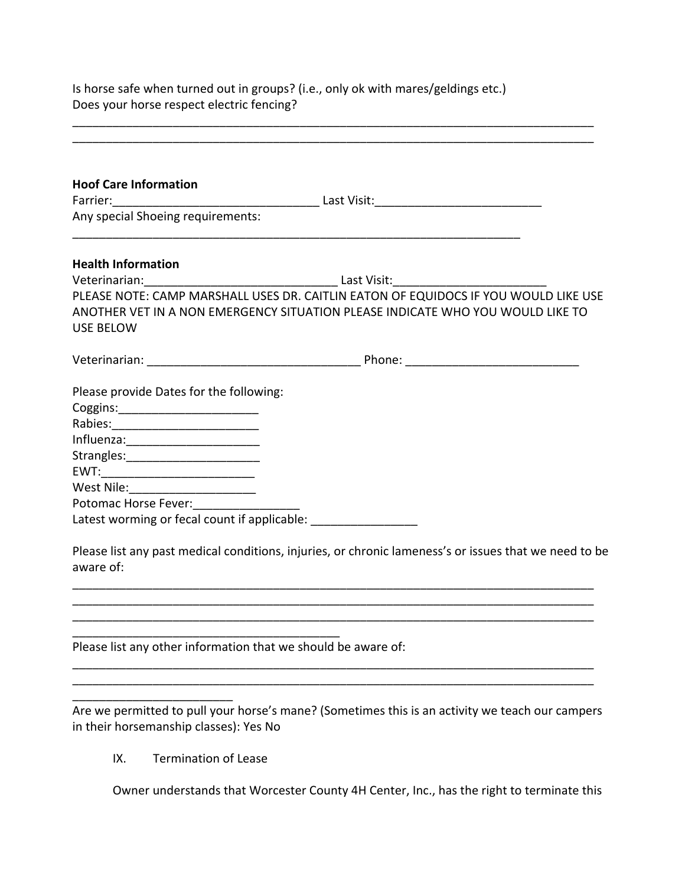Is horse safe when turned out in groups? (i.e., only ok with mares/geldings etc.)
Does your horse respect electric fencing?

_______________________________________________________________________________
_______________________________________________________________________________

**Hoof Care Information**

Farrier:_______________________________ Last Visit:_________________________

Any special Shoeing requirements:

_____________________________________________________________________

**Health Information**

Veterinarian:_____________________________ Last Visit:_______________________

PLEASE NOTE: CAMP MARSHALL USES DR. CAITLIN EATON OF EQUIDOCS IF YOU WOULD LIKE USE ANOTHER VET IN A NON EMERGENCY SITUATION PLEASE INDICATE WHO YOU WOULD LIKE TO USE BELOW

Veterinarian: ________________________________ Phone: __________________________

Please provide Dates for the following:

Coggins:_____________________

Rabies:______________________

Influenza:____________________

Strangles:____________________

EWT:_______________________

West Nile:___________________

Potomac Horse Fever:________________

Latest worming or fecal count if applicable: ________________

Please list any past medical conditions, injuries, or chronic lameness's or issues that we need to be aware of:

_______________________________________________________________________________
_______________________________________________________________________________
_______________________________________________________________________________
_________________________________________

Please list any other information that we should be aware of:

_______________________________________________________________________________
_______________________________________________________________________________
_________________________

Are we permitted to pull your horse's mane? (Sometimes this is an activity we teach our campers in their horsemanship classes): Yes No

IX. Termination of Lease

Owner understands that Worcester County 4H Center, Inc., has the right to terminate this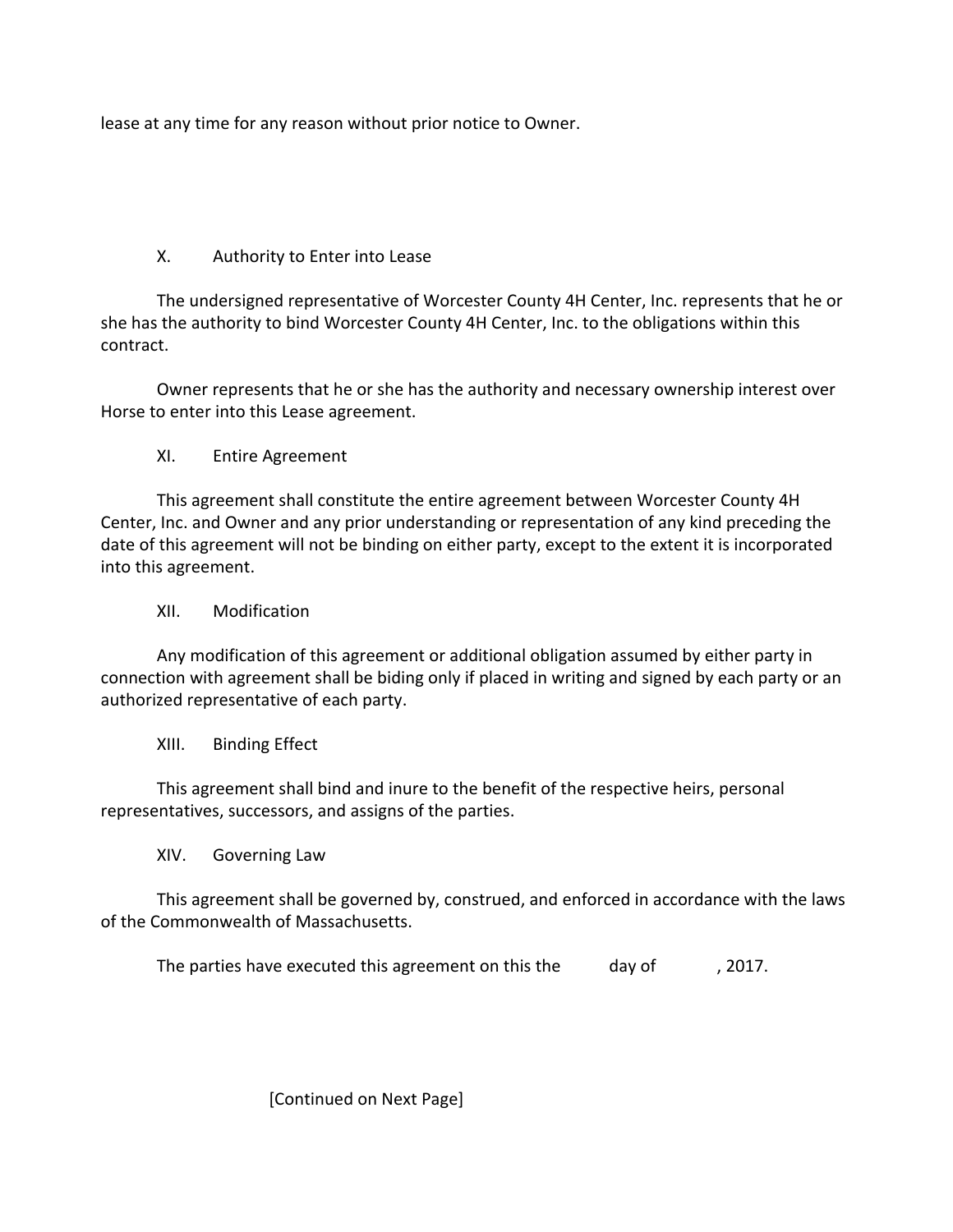lease at any time for any reason without prior notice to Owner.

## X. Authority to Enter into Lease

The undersigned representative of Worcester County 4H Center, Inc. represents that he or she has the authority to bind Worcester County 4H Center, Inc. to the obligations within this contract.

Owner represents that he or she has the authority and necessary ownership interest over Horse to enter into this Lease agreement.

## XI. Entire Agreement

This agreement shall constitute the entire agreement between Worcester County 4H Center, Inc. and Owner and any prior understanding or representation of any kind preceding the date of this agreement will not be binding on either party, except to the extent it is incorporated into this agreement.

## XII. Modification

Any modification of this agreement or additional obligation assumed by either party in connection with agreement shall be biding only if placed in writing and signed by each party or an authorized representative of each party.

## XIII. Binding Effect

This agreement shall bind and inure to the benefit of the respective heirs, personal representatives, successors, and assigns of the parties.

## XIV. Governing Law

This agreement shall be governed by, construed, and enforced in accordance with the laws of the Commonwealth of Massachusetts.

The parties have executed this agreement on this the _____ day of _____, 2017.

[Continued on Next Page]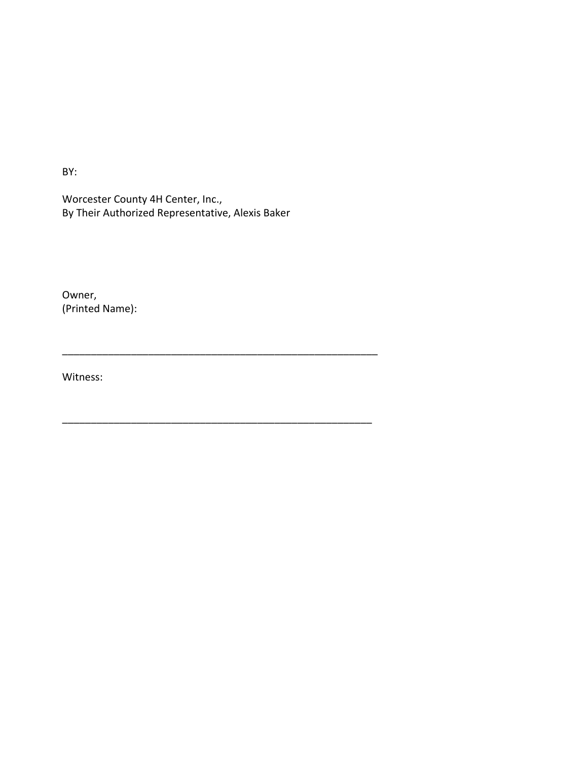BY:

Worcester County 4H Center, Inc.,
By Their Authorized Representative, Alexis Baker

Owner,
(Printed Name):

_______________________________________________________

Witness:

______________________________________________________